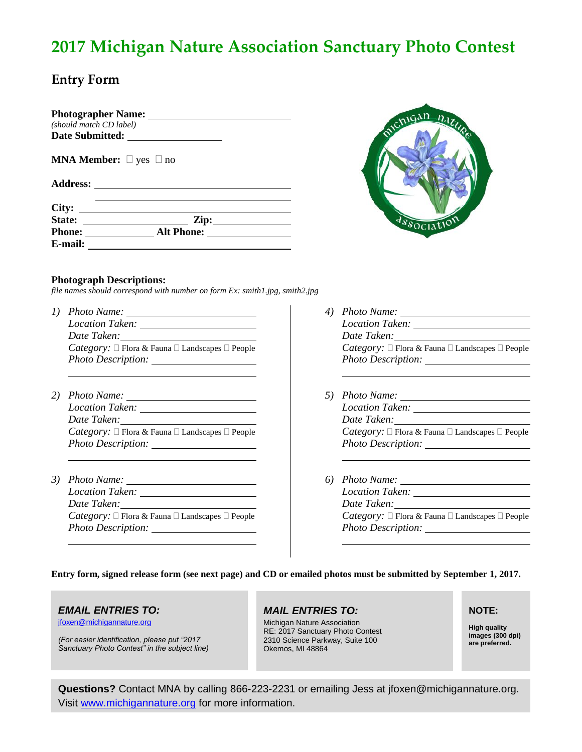# 2017 Michigan Nature Association Sanctuary Photo Contest

## Entry Form

**Photographer Name:** ______________________
*(should match CD label)*
**Date Submitted:** ______________

**MNA Member:** ☐ yes ☐ no

**Address:** ______________________
______________________

**City:** ______________________
**State:** ______________ **Zip:** ______________
**Phone:** ______________ **Alt Phone:** ______________
**E-mail:** ______________________

**Photograph Descriptions:**
*file names should correspond with number on form Ex: smith1.jpg, smith2.jpg*

*1) Photo Name:* ______________________
*Location Taken:* ______________________
*Date Taken:* ______________________
*Category:* ☐ Flora & Fauna ☐ Landscapes ☐ People
*Photo Description:* ______________________
______________________

*2) Photo Name:* ______________________
*Location Taken:* ______________________
*Date Taken:* ______________________
*Category:* ☐ Flora & Fauna ☐ Landscapes ☐ People
*Photo Description:* ______________________
______________________

*3) Photo Name:* ______________________
*Location Taken:* ______________________
*Date Taken:* ______________________
*Category:* ☐ Flora & Fauna ☐ Landscapes ☐ People
*Photo Description:* ______________________
______________________

*4) Photo Name:* ______________________
*Location Taken:* ______________________
*Date Taken:* ______________________
*Category:* ☐ Flora & Fauna ☐ Landscapes ☐ People
*Photo Description:* ______________________
______________________

*5) Photo Name:* ______________________
*Location Taken:* ______________________
*Date Taken:* ______________________
*Category:* ☐ Flora & Fauna ☐ Landscapes ☐ People
*Photo Description:* ______________________
______________________

*6) Photo Name:* ______________________
*Location Taken:* ______________________
*Date Taken:* ______________________
*Category:* ☐ Flora & Fauna ☐ Landscapes ☐ People
*Photo Description:* ______________________
______________________

**Entry form, signed release form (see next page) and CD or emailed photos must be submitted by September 1, 2017.**

***EMAIL ENTRIES TO:***
jfoxen@michigannature.org

*(For easier identification, please put "2017 Sanctuary Photo Contest" in the subject line)*

***MAIL ENTRIES TO:***
Michigan Nature Association
RE: 2017 Sanctuary Photo Contest
2310 Science Parkway, Suite 100
Okemos, MI 48864

**NOTE:**

**High quality images (300 dpi) are preferred.**

**Questions?** Contact MNA by calling 866-223-2231 or emailing Jess at jfoxen@michigannature.org. Visit www.michigannature.org for more information.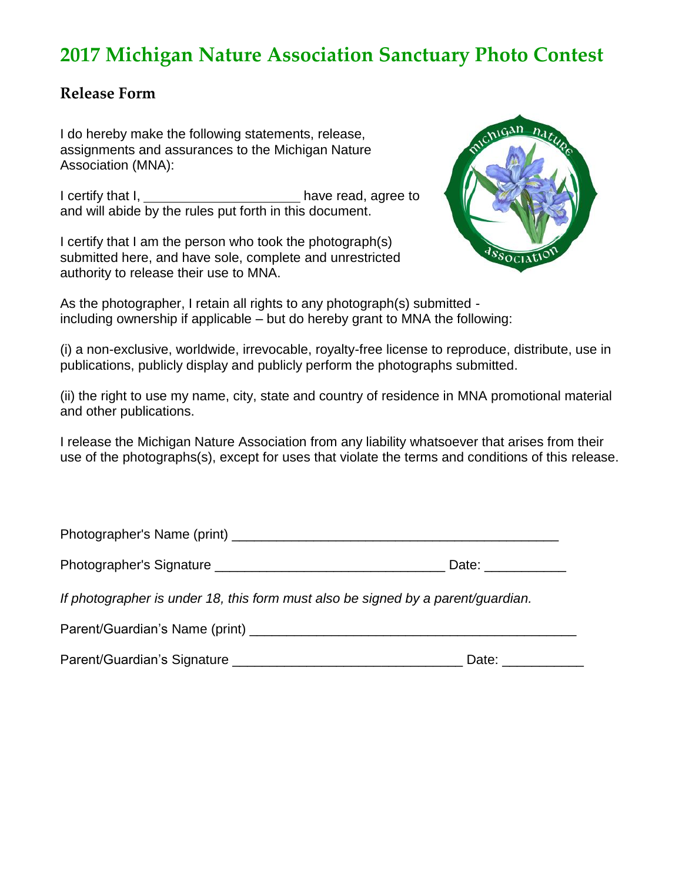# 2017 Michigan Nature Association Sanctuary Photo Contest

## Release Form

I do hereby make the following statements, release, assignments and assurances to the Michigan Nature Association (MNA):

I certify that I, _____________________ have read, agree to and will abide by the rules put forth in this document.

I certify that I am the person who took the photograph(s) submitted here, and have sole, complete and unrestricted authority to release their use to MNA.

As the photographer, I retain all rights to any photograph(s) submitted - including ownership if applicable – but do hereby grant to MNA the following:

(i) a non-exclusive, worldwide, irrevocable, royalty-free license to reproduce, distribute, use in publications, publicly display and publicly perform the photographs submitted.

(ii) the right to use my name, city, state and country of residence in MNA promotional material and other publications.

I release the Michigan Nature Association from any liability whatsoever that arises from their use of the photographs(s), except for uses that violate the terms and conditions of this release.

Photographer's Name (print) ____________________________________________

Photographer's Signature _______________________________ Date: ___________

*If photographer is under 18, this form must also be signed by a parent/guardian.*

Parent/Guardian's Name (print) ____________________________________________

Parent/Guardian's Signature _______________________________ Date: ___________